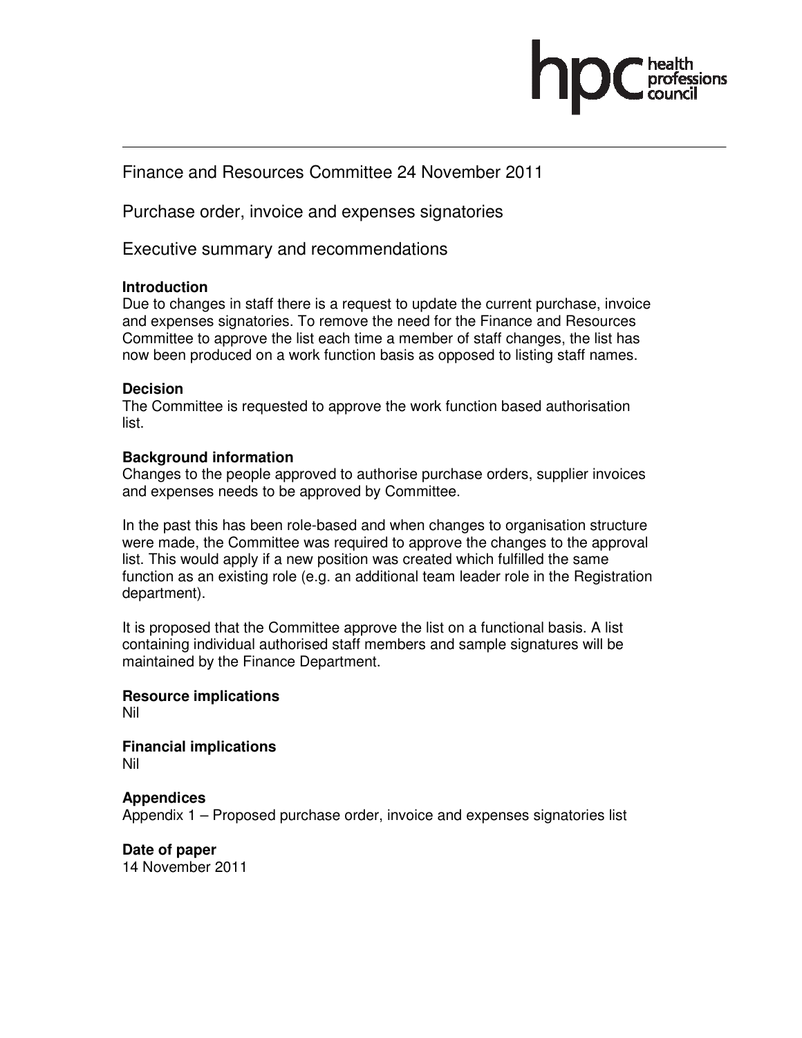Finance and Resources Committee 24 November 2011

Purchase order, invoice and expenses signatories

Executive summary and recommendations

**Introduction**
Due to changes in staff there is a request to update the current purchase, invoice and expenses signatories. To remove the need for the Finance and Resources Committee to approve the list each time a member of staff changes, the list has now been produced on a work function basis as opposed to listing staff names.

**Decision**
The Committee is requested to approve the work function based authorisation list.

**Background information**
Changes to the people approved to authorise purchase orders, supplier invoices and expenses needs to be approved by Committee.

In the past this has been role-based and when changes to organisation structure were made, the Committee was required to approve the changes to the approval list. This would apply if a new position was created which fulfilled the same function as an existing role (e.g. an additional team leader role in the Registration department).

It is proposed that the Committee approve the list on a functional basis. A list containing individual authorised staff members and sample signatures will be maintained by the Finance Department.

**Resource implications**
Nil

**Financial implications**
Nil

**Appendices**
Appendix 1 – Proposed purchase order, invoice and expenses signatories list

**Date of paper**
14 November 2011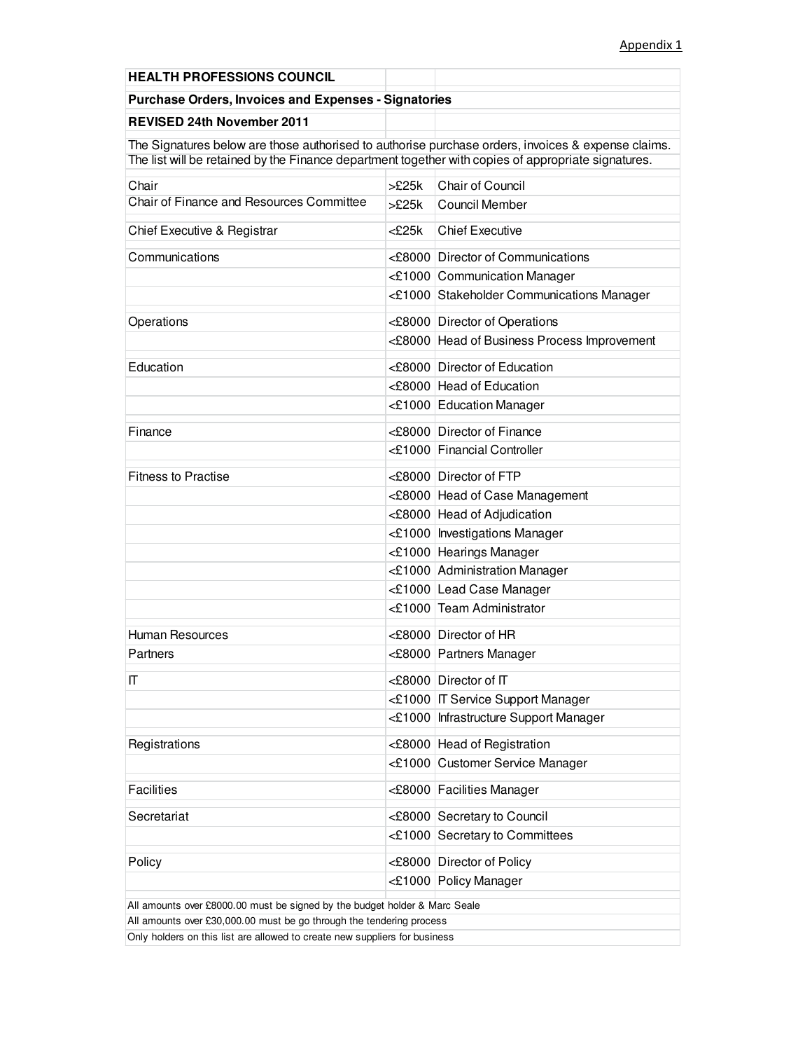Appendix 1

| | | |
|---|---|---|
| **HEALTH PROFESSIONS COUNCIL** | | |
| **Purchase Orders, Invoices and Expenses - Signatories** | | |
| **REVISED 24th November 2011** | | |
| The Signatures below are those authorised to authorise purchase orders, invoices & expense claims. | | |
| The list will be retained by the Finance department together with copies of appropriate signatures. | | |
| Chair | >£25k | Chair of Council |
| Chair of Finance and Resources Committee | >£25k | Council Member |
| Chief Executive & Registrar | <£25k | Chief Executive |
| Communications | <£8000 | Director of Communications |
| | <£1000 | Communication Manager |
| | <£1000 | Stakeholder Communications Manager |
| Operations | <£8000 | Director of Operations |
| | <£8000 | Head of Business Process Improvement |
| Education | <£8000 | Director of Education |
| | <£8000 | Head of Education |
| | <£1000 | Education Manager |
| Finance | <£8000 | Director of Finance |
| | <£1000 | Financial Controller |
| Fitness to Practise | <£8000 | Director of FTP |
| | <£8000 | Head of Case Management |
| | <£8000 | Head of Adjudication |
| | <£1000 | Investigations Manager |
| | <£1000 | Hearings Manager |
| | <£1000 | Administration Manager |
| | <£1000 | Lead Case Manager |
| | <£1000 | Team Administrator |
| Human Resources | <£8000 | Director of HR |
| Partners | <£8000 | Partners Manager |
| IT | <£8000 | Director of IT |
| | <£1000 | IT Service Support Manager |
| | <£1000 | Infrastructure Support Manager |
| Registrations | <£8000 | Head of Registration |
| | <£1000 | Customer Service Manager |
| Facilities | <£8000 | Facilities Manager |
| Secretariat | <£8000 | Secretary to Council |
| | <£1000 | Secretary to Committees |
| Policy | <£8000 | Director of Policy |
| | <£1000 | Policy Manager |
| All amounts over £8000.00 must be signed by the budget holder & Marc Seale | | |
| All amounts over £30,000.00 must be go through the tendering process | | |
| Only holders on this list are allowed to create new suppliers for business | | |